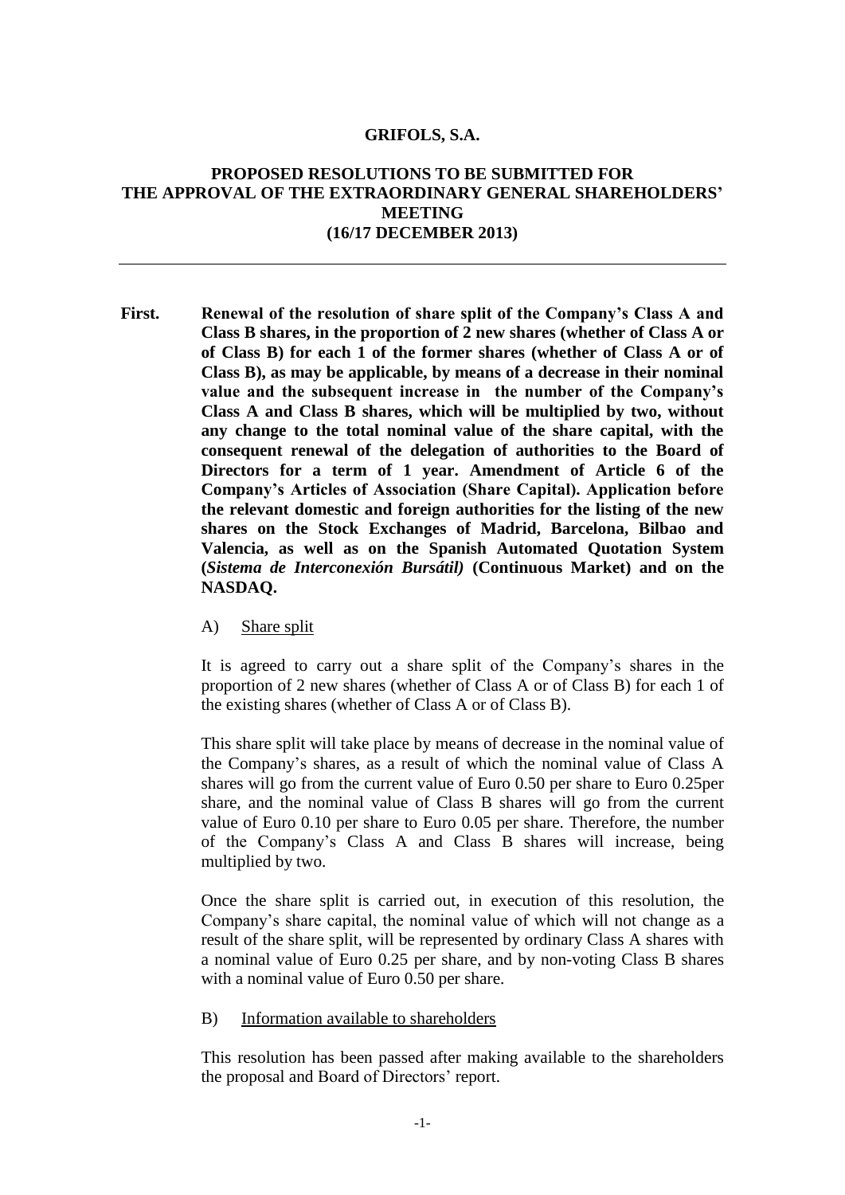**GRIFOLS, S.A.**

**PROPOSED RESOLUTIONS TO BE SUBMITTED FOR THE APPROVAL OF THE EXTRAORDINARY GENERAL SHAREHOLDERS' MEETING (16/17 DECEMBER 2013)**

---

**First. Renewal of the resolution of share split of the Company's Class A and Class B shares, in the proportion of 2 new shares (whether of Class A or of Class B) for each 1 of the former shares (whether of Class A or of Class B), as may be applicable, by means of a decrease in their nominal value and the subsequent increase in the number of the Company's Class A and Class B shares, which will be multiplied by two, without any change to the total nominal value of the share capital, with the consequent renewal of the delegation of authorities to the Board of Directors for a term of 1 year. Amendment of Article 6 of the Company's Articles of Association (Share Capital). Application before the relevant domestic and foreign authorities for the listing of the new shares on the Stock Exchanges of Madrid, Barcelona, Bilbao and Valencia, as well as on the Spanish Automated Quotation System (*Sistema de Interconexión Bursátil)* (Continuous Market) and on the NASDAQ.**

A) Share split

It is agreed to carry out a share split of the Company's shares in the proportion of 2 new shares (whether of Class A or of Class B) for each 1 of the existing shares (whether of Class A or of Class B).

This share split will take place by means of decrease in the nominal value of the Company's shares, as a result of which the nominal value of Class A shares will go from the current value of Euro 0.50 per share to Euro 0.25per share, and the nominal value of Class B shares will go from the current value of Euro 0.10 per share to Euro 0.05 per share. Therefore, the number of the Company's Class A and Class B shares will increase, being multiplied by two.

Once the share split is carried out, in execution of this resolution, the Company's share capital, the nominal value of which will not change as a result of the share split, will be represented by ordinary Class A shares with a nominal value of Euro 0.25 per share, and by non-voting Class B shares with a nominal value of Euro 0.50 per share.

B) Information available to shareholders

This resolution has been passed after making available to the shareholders the proposal and Board of Directors' report.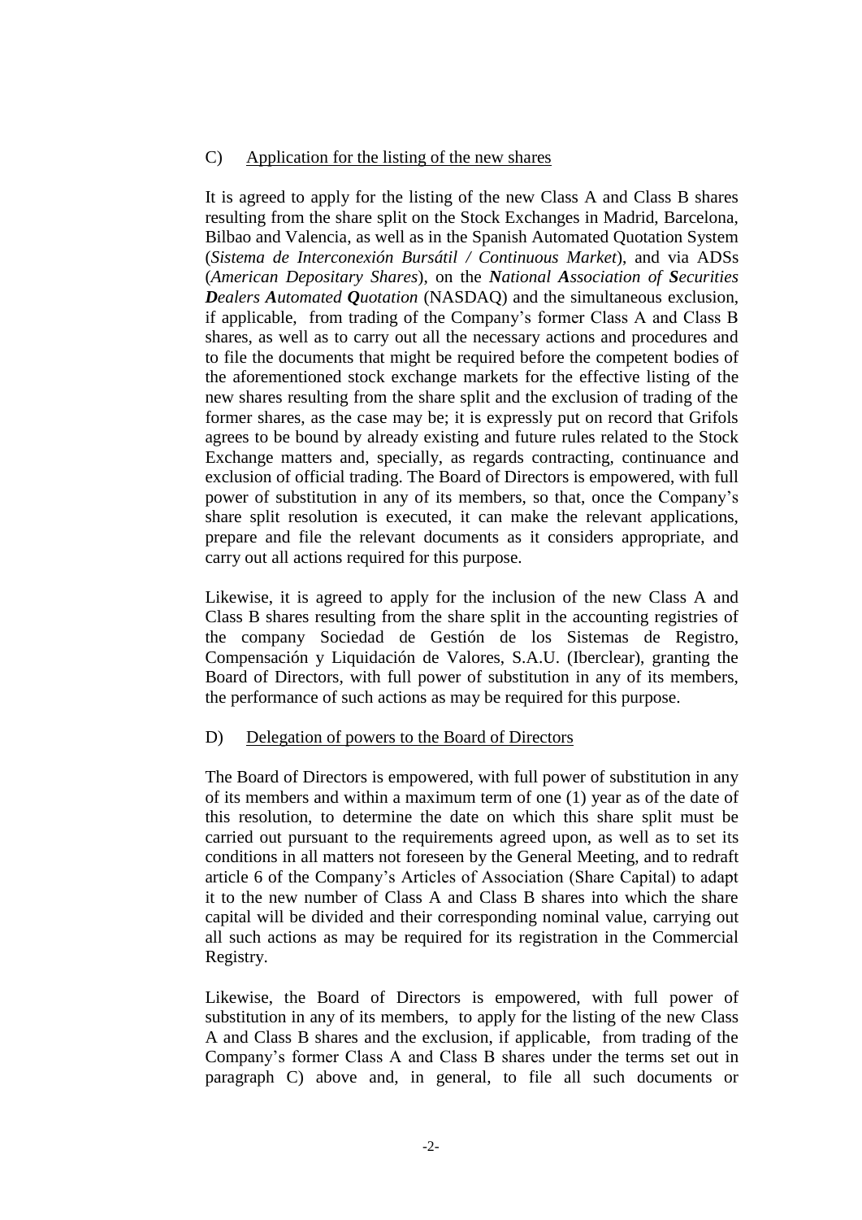C) <u>Application for the listing of the new shares</u>

It is agreed to apply for the listing of the new Class A and Class B shares resulting from the share split on the Stock Exchanges in Madrid, Barcelona, Bilbao and Valencia, as well as in the Spanish Automated Quotation System (*Sistema de Interconexión Bursátil / Continuous Market*), and via ADSs (*American Depositary Shares*), on the ***N****ational* ***A****ssociation of* ***S****ecurities* ***D****ealers* ***A****utomated* ***Q****uotation* (NASDAQ) and the simultaneous exclusion, if applicable, from trading of the Company's former Class A and Class B shares, as well as to carry out all the necessary actions and procedures and to file the documents that might be required before the competent bodies of the aforementioned stock exchange markets for the effective listing of the new shares resulting from the share split and the exclusion of trading of the former shares, as the case may be; it is expressly put on record that Grifols agrees to be bound by already existing and future rules related to the Stock Exchange matters and, specially, as regards contracting, continuance and exclusion of official trading. The Board of Directors is empowered, with full power of substitution in any of its members, so that, once the Company's share split resolution is executed, it can make the relevant applications, prepare and file the relevant documents as it considers appropriate, and carry out all actions required for this purpose.

Likewise, it is agreed to apply for the inclusion of the new Class A and Class B shares resulting from the share split in the accounting registries of the company Sociedad de Gestión de los Sistemas de Registro, Compensación y Liquidación de Valores, S.A.U. (Iberclear), granting the Board of Directors, with full power of substitution in any of its members, the performance of such actions as may be required for this purpose.

D) <u>Delegation of powers to the Board of Directors</u>

The Board of Directors is empowered, with full power of substitution in any of its members and within a maximum term of one (1) year as of the date of this resolution, to determine the date on which this share split must be carried out pursuant to the requirements agreed upon, as well as to set its conditions in all matters not foreseen by the General Meeting, and to redraft article 6 of the Company's Articles of Association (Share Capital) to adapt it to the new number of Class A and Class B shares into which the share capital will be divided and their corresponding nominal value, carrying out all such actions as may be required for its registration in the Commercial Registry.

Likewise, the Board of Directors is empowered, with full power of substitution in any of its members, to apply for the listing of the new Class A and Class B shares and the exclusion, if applicable, from trading of the Company's former Class A and Class B shares under the terms set out in paragraph C) above and, in general, to file all such documents or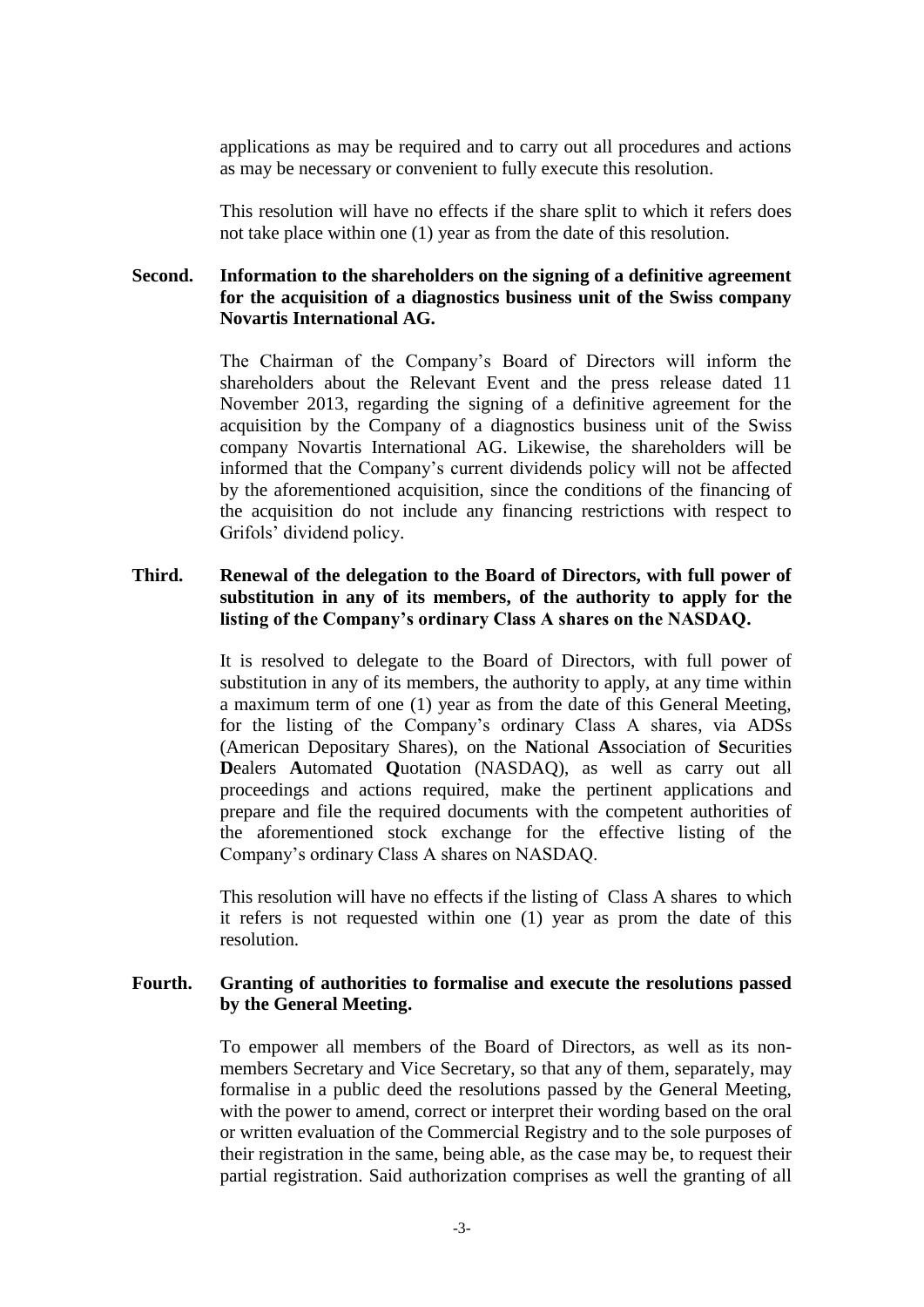applications as may be required and to carry out all procedures and actions as may be necessary or convenient to fully execute this resolution.

This resolution will have no effects if the share split to which it refers does not take place within one (1) year as from the date of this resolution.

**Second. Information to the shareholders on the signing of a definitive agreement for the acquisition of a diagnostics business unit of the Swiss company Novartis International AG.**

The Chairman of the Company's Board of Directors will inform the shareholders about the Relevant Event and the press release dated 11 November 2013, regarding the signing of a definitive agreement for the acquisition by the Company of a diagnostics business unit of the Swiss company Novartis International AG. Likewise, the shareholders will be informed that the Company's current dividends policy will not be affected by the aforementioned acquisition, since the conditions of the financing of the acquisition do not include any financing restrictions with respect to Grifols' dividend policy.

**Third. Renewal of the delegation to the Board of Directors, with full power of substitution in any of its members, of the authority to apply for the listing of the Company's ordinary Class A shares on the NASDAQ.**

It is resolved to delegate to the Board of Directors, with full power of substitution in any of its members, the authority to apply, at any time within a maximum term of one (1) year as from the date of this General Meeting, for the listing of the Company's ordinary Class A shares, via ADSs (American Depositary Shares), on the **N**ational **A**ssociation of **S**ecurities **D**ealers **A**utomated **Q**uotation (NASDAQ), as well as carry out all proceedings and actions required, make the pertinent applications and prepare and file the required documents with the competent authorities of the aforementioned stock exchange for the effective listing of the Company's ordinary Class A shares on NASDAQ.

This resolution will have no effects if the listing of Class A shares to which it refers is not requested within one (1) year as prom the date of this resolution.

**Fourth. Granting of authorities to formalise and execute the resolutions passed by the General Meeting.**

To empower all members of the Board of Directors, as well as its non-members Secretary and Vice Secretary, so that any of them, separately, may formalise in a public deed the resolutions passed by the General Meeting, with the power to amend, correct or interpret their wording based on the oral or written evaluation of the Commercial Registry and to the sole purposes of their registration in the same, being able, as the case may be, to request their partial registration. Said authorization comprises as well the granting of all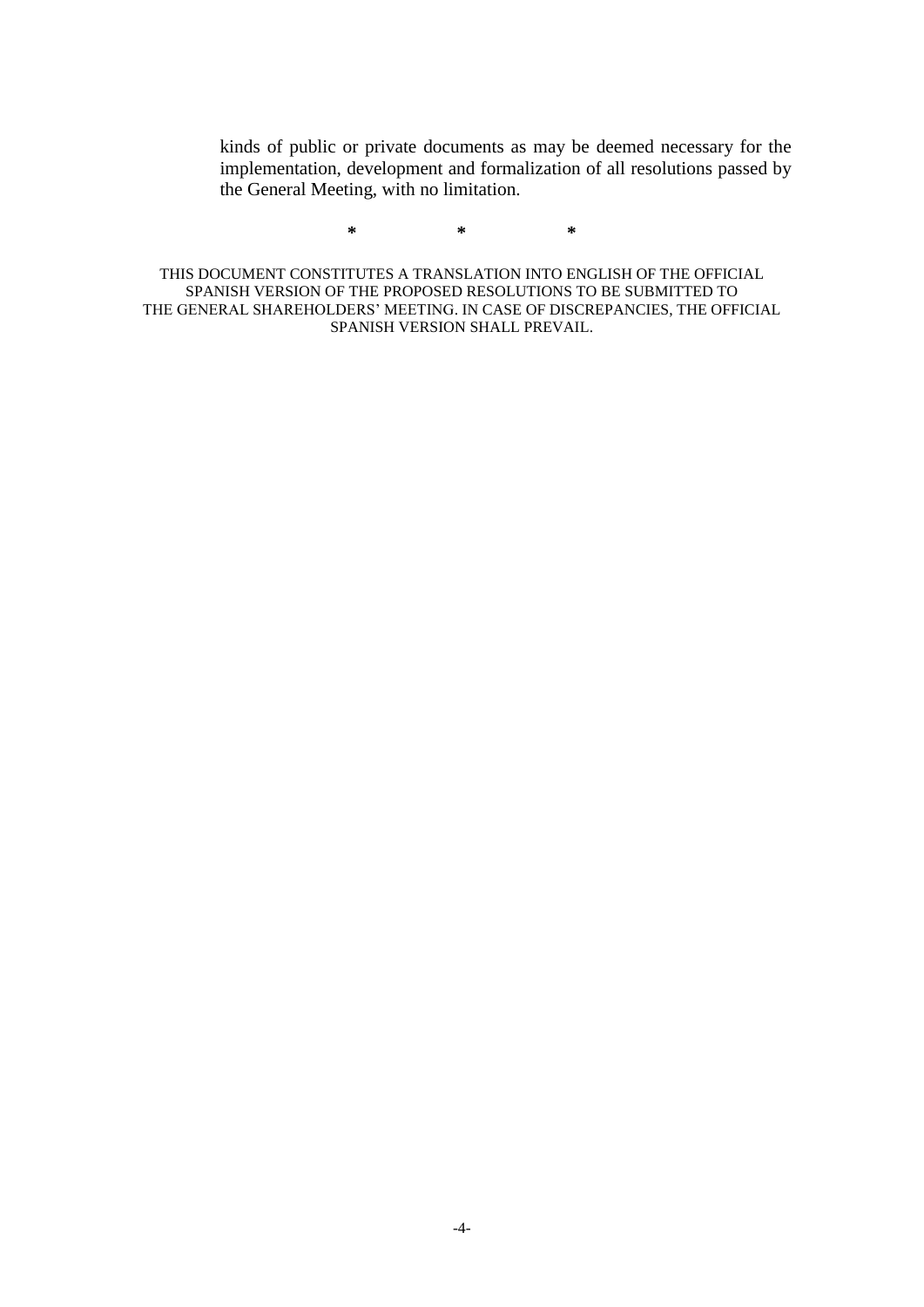kinds of public or private documents as may be deemed necessary for the implementation, development and formalization of all resolutions passed by the General Meeting, with no limitation.

\*  \*  \*

THIS DOCUMENT CONSTITUTES A TRANSLATION INTO ENGLISH OF THE OFFICIAL SPANISH VERSION OF THE PROPOSED RESOLUTIONS TO BE SUBMITTED TO THE GENERAL SHAREHOLDERS' MEETING. IN CASE OF DISCREPANCIES, THE OFFICIAL SPANISH VERSION SHALL PREVAIL.